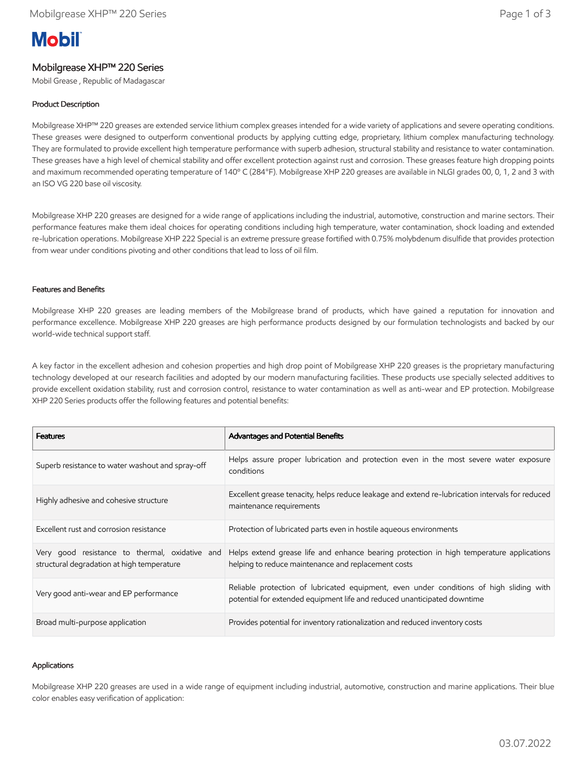# Mobil

## Mobilgrease XHP™ 220 Series

Mobil Grease , Republic of Madagascar

### Product Description

Mobilgrease XHP™ 220 greases are extended service lithium complex greases intended for a wide variety of applications and severe operating conditions. These greases were designed to outperform conventional products by applying cutting edge, proprietary, lithium complex manufacturing technology. They are formulated to provide excellent high temperature performance with superb adhesion, structural stability and resistance to water contamination. These greases have a high level of chemical stability and offer excellent protection against rust and corrosion. These greases feature high dropping points and maximum recommended operating temperature of 140° C (284°F). Mobilgrease XHP 220 greases are available in NLGI grades 00, 0, 1, 2 and 3 with an ISO VG 220 base oil viscosity.

Mobilgrease XHP 220 greases are designed for a wide range of applications including the industrial, automotive, construction and marine sectors. Their performance features make them ideal choices for operating conditions including high temperature, water contamination, shock loading and extended re-lubrication operations. Mobilgrease XHP 222 Special is an extreme pressure grease fortified with 0.75% molybdenum disulfide that provides protection from wear under conditions pivoting and other conditions that lead to loss of oil film.

### Features and Benefits

Mobilgrease XHP 220 greases are leading members of the Mobilgrease brand of products, which have gained a reputation for innovation and performance excellence. Mobilgrease XHP 220 greases are high performance products designed by our formulation technologists and backed by our world-wide technical support staff.

A key factor in the excellent adhesion and cohesion properties and high drop point of Mobilgrease XHP 220 greases is the proprietary manufacturing technology developed at our research facilities and adopted by our modern manufacturing facilities. These products use specially selected additives to provide excellent oxidation stability, rust and corrosion control, resistance to water contamination as well as anti-wear and EP protection. Mobilgrease XHP 220 Series products offer the following features and potential benefits:

| Features | Advantages and Potential Benefits |
| --- | --- |
| Superb resistance to water washout and spray-off | Helps assure proper lubrication and protection even in the most severe water exposure conditions |
| Highly adhesive and cohesive structure | Excellent grease tenacity, helps reduce leakage and extend re-lubrication intervals for reduced maintenance requirements |
| Excellent rust and corrosion resistance | Protection of lubricated parts even in hostile aqueous environments |
| Very good resistance to thermal, oxidative and structural degradation at high temperature | Helps extend grease life and enhance bearing protection in high temperature applications helping to reduce maintenance and replacement costs |
| Very good anti-wear and EP performance | Reliable protection of lubricated equipment, even under conditions of high sliding with potential for extended equipment life and reduced unanticipated downtime |
| Broad multi-purpose application | Provides potential for inventory rationalization and reduced inventory costs |

### Applications

Mobilgrease XHP 220 greases are used in a wide range of equipment including industrial, automotive, construction and marine applications. Their blue color enables easy verification of application: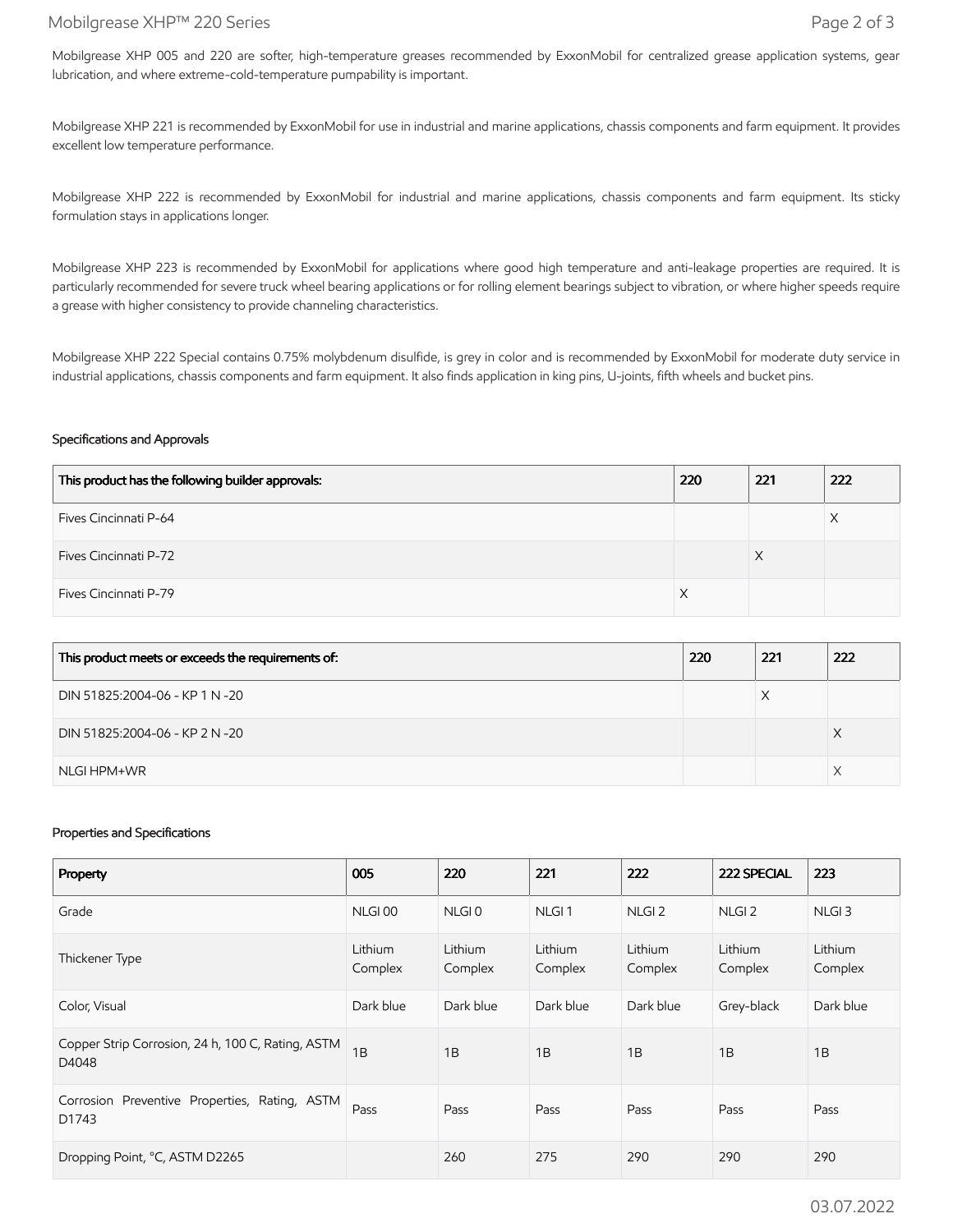Mobilgrease XHP 005 and 220 are softer, high-temperature greases recommended by ExxonMobil for centralized grease application systems, gear lubrication, and where extreme-cold-temperature pumpability is important.

Mobilgrease XHP 221 is recommended by ExxonMobil for use in industrial and marine applications, chassis components and farm equipment. It provides excellent low temperature performance.

Mobilgrease XHP 222 is recommended by ExxonMobil for industrial and marine applications, chassis components and farm equipment. Its sticky formulation stays in applications longer.

Mobilgrease XHP 223 is recommended by ExxonMobil for applications where good high temperature and anti-leakage properties are required. It is particularly recommended for severe truck wheel bearing applications or for rolling element bearings subject to vibration, or where higher speeds require a grease with higher consistency to provide channeling characteristics.

Mobilgrease XHP 222 Special contains 0.75% molybdenum disulfide, is grey in color and is recommended by ExxonMobil for moderate duty service in industrial applications, chassis components and farm equipment. It also finds application in king pins, U-joints, fifth wheels and bucket pins.

## Specifications and Approvals

| This product has the following builder approvals: | 220 | 221 | 222 |
|---|---|---|---|
| Fives Cincinnati P-64 | | | X |
| Fives Cincinnati P-72 | | X | |
| Fives Cincinnati P-79 | X | | |

| This product meets or exceeds the requirements of: | 220 | 221 | 222 |
|---|---|---|---|
| DIN 51825:2004-06 - KP 1 N -20 | | X | |
| DIN 51825:2004-06 - KP 2 N -20 | | | X |
| NLGI HPM+WR | | | X |

## Properties and Specifications

| Property | 005 | 220 | 221 | 222 | 222 SPECIAL | 223 |
|---|---|---|---|---|---|---|
| Grade | NLGI 00 | NLGI 0 | NLGI 1 | NLGI 2 | NLGI 2 | NLGI 3 |
| Thickener Type | Lithium Complex | Lithium Complex | Lithium Complex | Lithium Complex | Lithium Complex | Lithium Complex |
| Color, Visual | Dark blue | Dark blue | Dark blue | Dark blue | Grey-black | Dark blue |
| Copper Strip Corrosion, 24 h, 100 C, Rating, ASTM D4048 | 1B | 1B | 1B | 1B | 1B | 1B |
| Corrosion Preventive Properties, Rating, ASTM D1743 | Pass | Pass | Pass | Pass | Pass | Pass |
| Dropping Point, °C, ASTM D2265 | | 260 | 275 | 290 | 290 | 290 |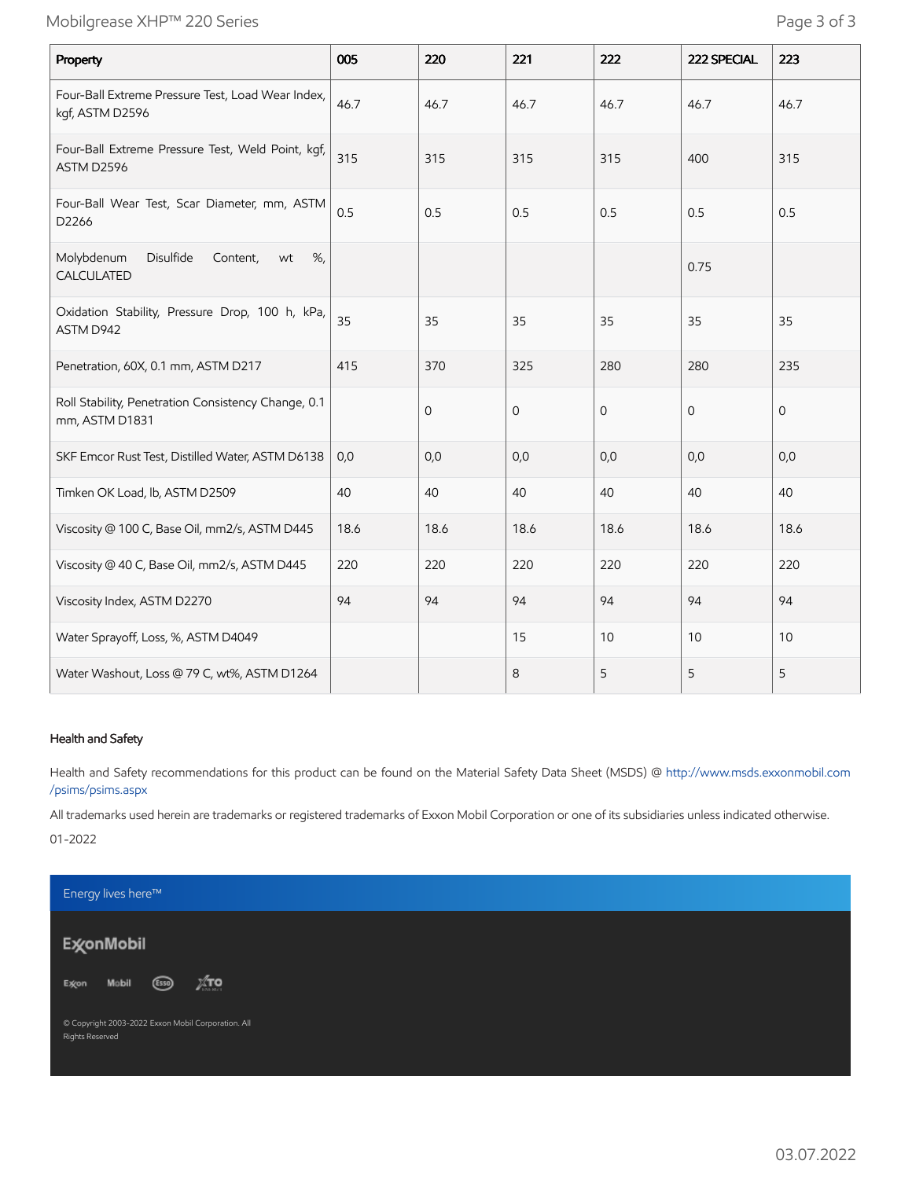| Property | 005 | 220 | 221 | 222 | 222 SPECIAL | 223 |
| --- | --- | --- | --- | --- | --- | --- |
| Four-Ball Extreme Pressure Test, Load Wear Index, kgf, ASTM D2596 | 46.7 | 46.7 | 46.7 | 46.7 | 46.7 | 46.7 |
| Four-Ball Extreme Pressure Test, Weld Point, kgf, ASTM D2596 | 315 | 315 | 315 | 315 | 400 | 315 |
| Four-Ball Wear Test, Scar Diameter, mm, ASTM D2266 | 0.5 | 0.5 | 0.5 | 0.5 | 0.5 | 0.5 |
| Molybdenum Disulfide Content, wt %, CALCULATED | | | | | 0.75 | |
| Oxidation Stability, Pressure Drop, 100 h, kPa, ASTM D942 | 35 | 35 | 35 | 35 | 35 | 35 |
| Penetration, 60X, 0.1 mm, ASTM D217 | 415 | 370 | 325 | 280 | 280 | 235 |
| Roll Stability, Penetration Consistency Change, 0.1 mm, ASTM D1831 | | 0 | 0 | 0 | 0 | 0 |
| SKF Emcor Rust Test, Distilled Water, ASTM D6138 | 0,0 | 0,0 | 0,0 | 0,0 | 0,0 | 0,0 |
| Timken OK Load, lb, ASTM D2509 | 40 | 40 | 40 | 40 | 40 | 40 |
| Viscosity @ 100 C, Base Oil, mm2/s, ASTM D445 | 18.6 | 18.6 | 18.6 | 18.6 | 18.6 | 18.6 |
| Viscosity @ 40 C, Base Oil, mm2/s, ASTM D445 | 220 | 220 | 220 | 220 | 220 | 220 |
| Viscosity Index, ASTM D2270 | 94 | 94 | 94 | 94 | 94 | 94 |
| Water Sprayoff, Loss, %, ASTM D4049 | | | 15 | 10 | 10 | 10 |
| Water Washout, Loss @ 79 C, wt%, ASTM D1264 | | | 8 | 5 | 5 | 5 |

### Health and Safety

Health and Safety recommendations for this product can be found on the Material Safety Data Sheet (MSDS) @ http://www.msds.exxonmobil.com/psims/psims.aspx

All trademarks used herein are trademarks or registered trademarks of Exxon Mobil Corporation or one of its subsidiaries unless indicated otherwise.

01-2022

Energy lives here™

ExxonMobil

Exxon Mobil Esso XTO

© Copyright 2003-2022 Exxon Mobil Corporation. All Rights Reserved